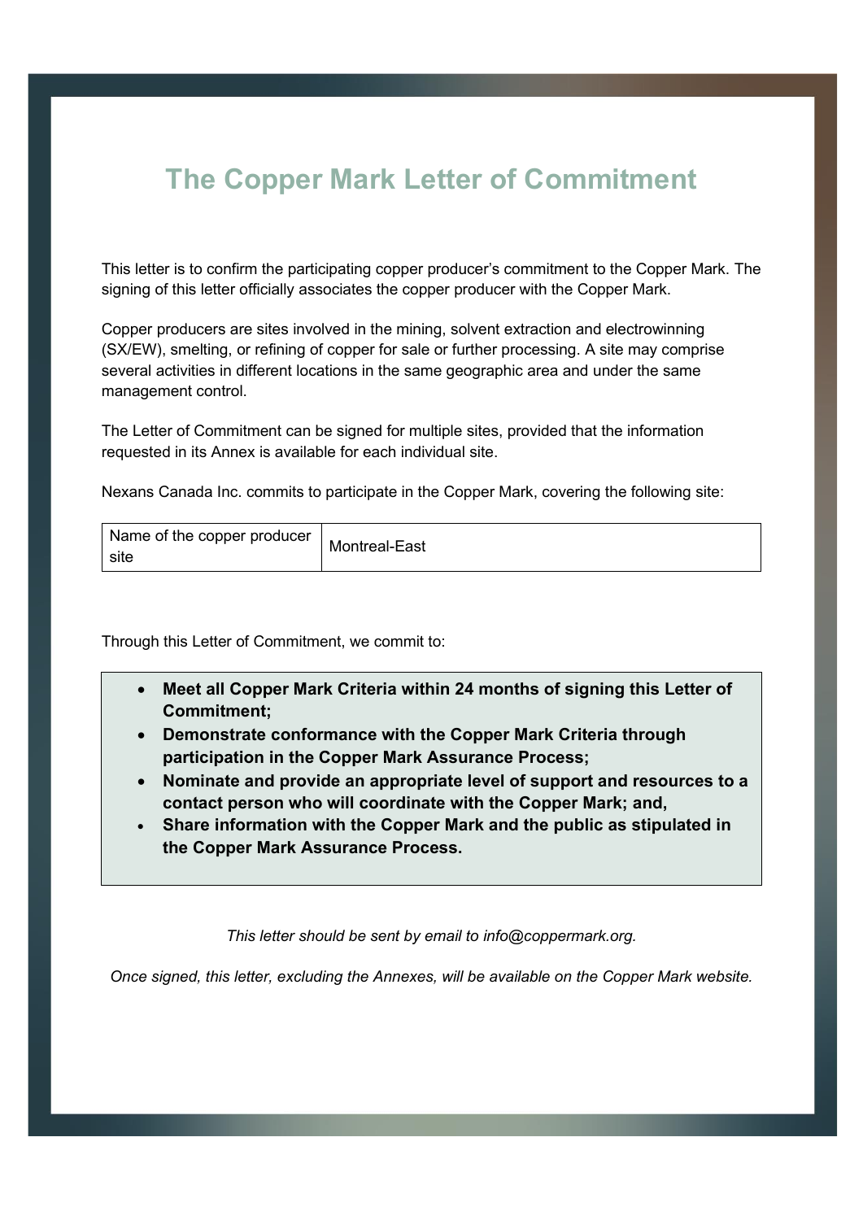# The Copper Mark Letter of Commitment

This letter is to confirm the participating copper producer's commitment to the Copper Mark. The signing of this letter officially associates the copper producer with the Copper Mark.

Copper producers are sites involved in the mining, solvent extraction and electrowinning (SX/EW), smelting, or refining of copper for sale or further processing. A site may comprise several activities in different locations in the same geographic area and under the same management control.

The Letter of Commitment can be signed for multiple sites, provided that the information requested in its Annex is available for each individual site.

Nexans Canada Inc. commits to participate in the Copper Mark, covering the following site:

| Name of the copper producer site | Montreal-East |
|---|---|

Through this Letter of Commitment, we commit to:

- **Meet all Copper Mark Criteria within 24 months of signing this Letter of Commitment;**
- **Demonstrate conformance with the Copper Mark Criteria through participation in the Copper Mark Assurance Process;**
- **Nominate and provide an appropriate level of support and resources to a contact person who will coordinate with the Copper Mark; and,**
- **Share information with the Copper Mark and the public as stipulated in the Copper Mark Assurance Process.**

*This letter should be sent by email to info@coppermark.org.*

*Once signed, this letter, excluding the Annexes, will be available on the Copper Mark website.*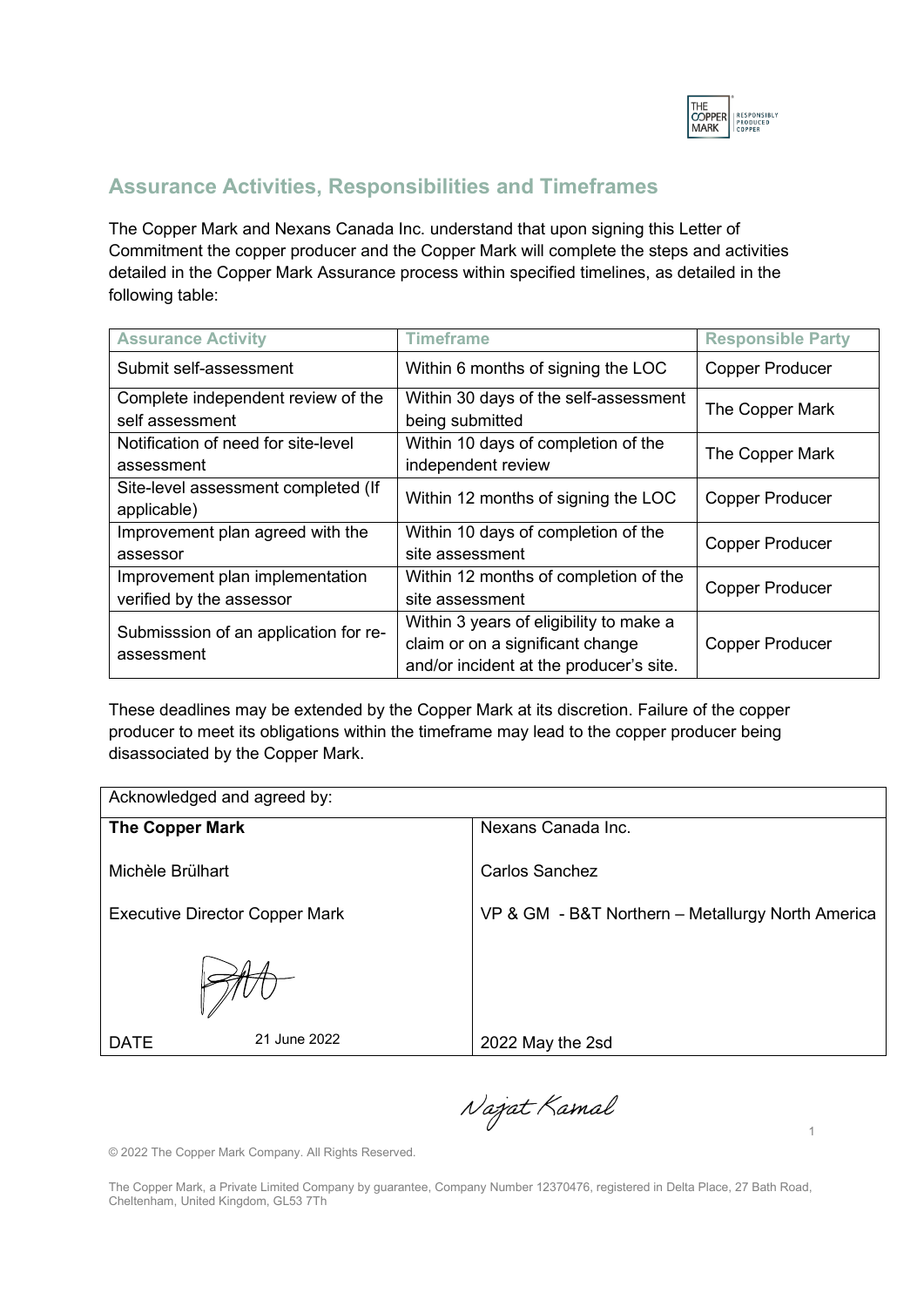## Assurance Activities, Responsibilities and Timeframes

The Copper Mark and Nexans Canada Inc. understand that upon signing this Letter of Commitment the copper producer and the Copper Mark will complete the steps and activities detailed in the Copper Mark Assurance process within specified timelines, as detailed in the following table:

| Assurance Activity | Timeframe | Responsible Party |
|---|---|---|
| Submit self-assessment | Within 6 months of signing the LOC | Copper Producer |
| Complete independent review of the self assessment | Within 30 days of the self-assessment being submitted | The Copper Mark |
| Notification of need for site-level assessment | Within 10 days of completion of the independent review | The Copper Mark |
| Site-level assessment completed (If applicable) | Within 12 months of signing the LOC | Copper Producer |
| Improvement plan agreed with the assessor | Within 10 days of completion of the site assessment | Copper Producer |
| Improvement plan implementation verified by the assessor | Within 12 months of completion of the site assessment | Copper Producer |
| Submisssion of an application for re-assessment | Within 3 years of eligibility to make a claim or on a significant change and/or incident at the producer's site. | Copper Producer |

These deadlines may be extended by the Copper Mark at its discretion. Failure of the copper producer to meet its obligations within the timeframe may lead to the copper producer being disassociated by the Copper Mark.

| Acknowledged and agreed by: | |
|---|---|
| **The Copper Mark** | Nexans Canada Inc. |
| Michèle Brülhart | Carlos Sanchez |
| Executive Director Copper Mark | VP & GM - B&T Northern – Metallurgy North America |
| DATE 21 June 2022 | 2022 May the 2sd |

Najat Kamal

© 2022 The Copper Mark Company. All Rights Reserved.

The Copper Mark, a Private Limited Company by guarantee, Company Number 12370476, registered in Delta Place, 27 Bath Road, Cheltenham, United Kingdom, GL53 7Th